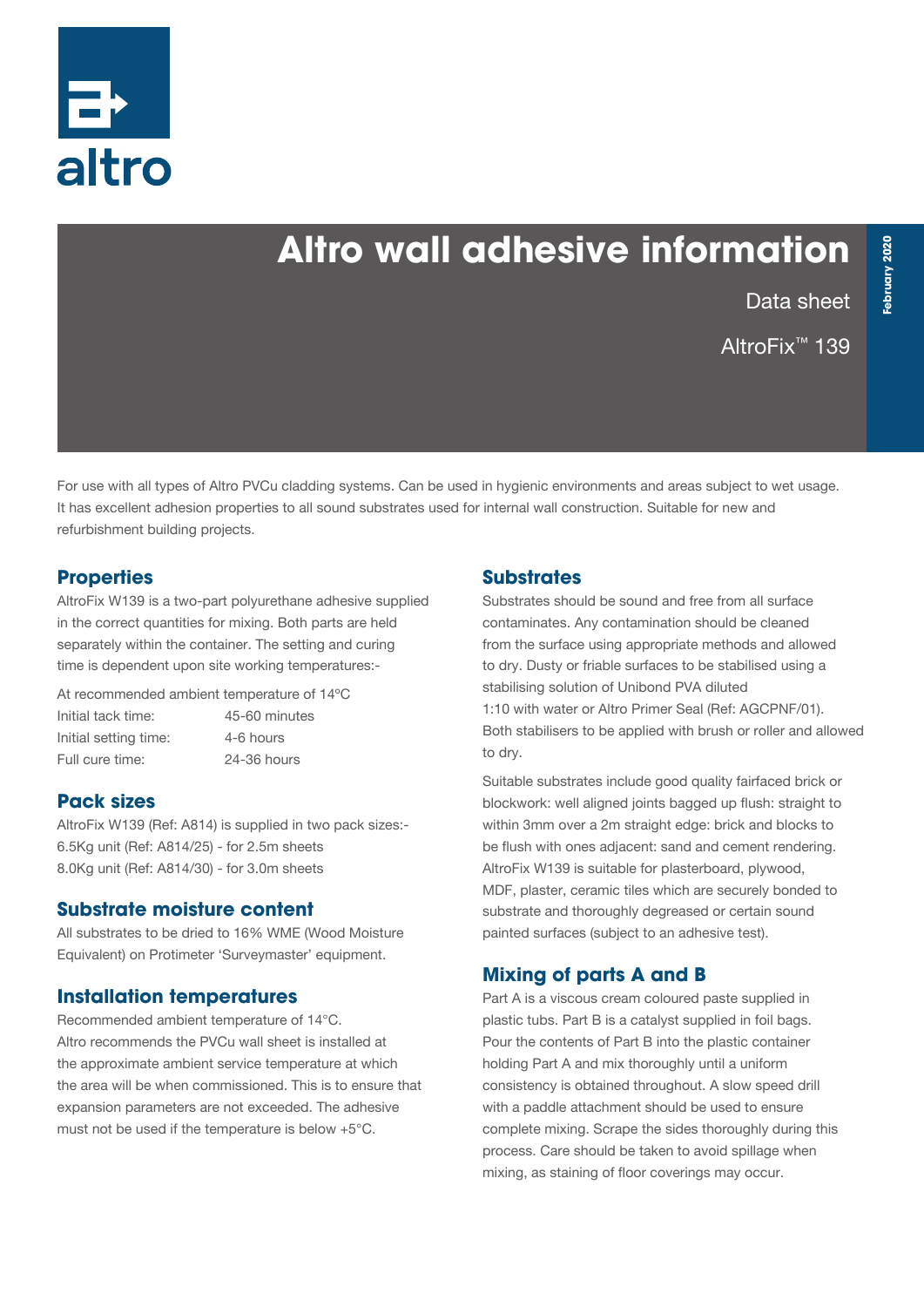# Altro wall adhesive information

Data sheet

AltroFix™ 139

For use with all types of Altro PVCu cladding systems. Can be used in hygienic environments and areas subject to wet usage. It has excellent adhesion properties to all sound substrates used for internal wall construction. Suitable for new and refurbishment building projects.

## Properties

AltroFix W139 is a two-part polyurethane adhesive supplied in the correct quantities for mixing. Both parts are held separately within the container. The setting and curing time is dependent upon site working temperatures:-

At recommended ambient temperature of 14ºC

| | |
|---|---|
| Initial tack time: | 45-60 minutes |
| Initial setting time: | 4-6 hours |
| Full cure time: | 24-36 hours |

## Pack sizes

AltroFix W139 (Ref: A814) is supplied in two pack sizes:-
6.5Kg unit (Ref: A814/25) - for 2.5m sheets
8.0Kg unit (Ref: A814/30) - for 3.0m sheets

## Substrate moisture content

All substrates to be dried to 16% WME (Wood Moisture Equivalent) on Protimeter 'Surveymaster' equipment.

## Installation temperatures

Recommended ambient temperature of 14°C.
Altro recommends the PVCu wall sheet is installed at the approximate ambient service temperature at which the area will be when commissioned. This is to ensure that expansion parameters are not exceeded. The adhesive must not be used if the temperature is below +5°C.

## Substrates

Substrates should be sound and free from all surface contaminates. Any contamination should be cleaned from the surface using appropriate methods and allowed to dry. Dusty or friable surfaces to be stabilised using a stabilising solution of Unibond PVA diluted 1:10 with water or Altro Primer Seal (Ref: AGCPNF/01). Both stabilisers to be applied with brush or roller and allowed to dry.

Suitable substrates include good quality fairfaced brick or blockwork: well aligned joints bagged up flush: straight to within 3mm over a 2m straight edge: brick and blocks to be flush with ones adjacent: sand and cement rendering. AltroFix W139 is suitable for plasterboard, plywood, MDF, plaster, ceramic tiles which are securely bonded to substrate and thoroughly degreased or certain sound painted surfaces (subject to an adhesive test).

## Mixing of parts A and B

Part A is a viscous cream coloured paste supplied in plastic tubs. Part B is a catalyst supplied in foil bags. Pour the contents of Part B into the plastic container holding Part A and mix thoroughly until a uniform consistency is obtained throughout. A slow speed drill with a paddle attachment should be used to ensure complete mixing. Scrape the sides thoroughly during this process. Care should be taken to avoid spillage when mixing, as staining of floor coverings may occur.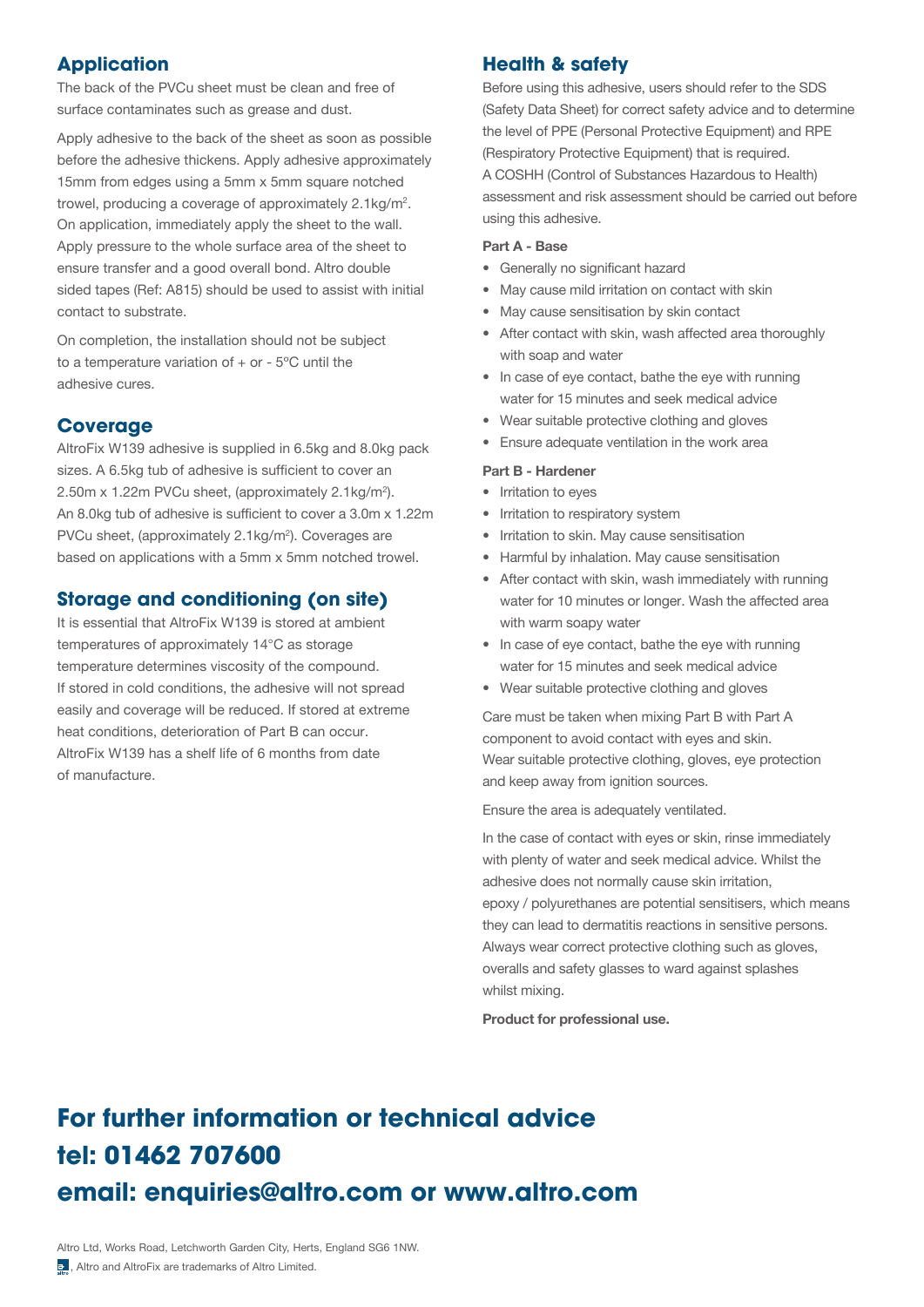## Application

The back of the PVCu sheet must be clean and free of surface contaminates such as grease and dust.

Apply adhesive to the back of the sheet as soon as possible before the adhesive thickens. Apply adhesive approximately 15mm from edges using a 5mm x 5mm square notched trowel, producing a coverage of approximately 2.1kg/m$^2$. On application, immediately apply the sheet to the wall. Apply pressure to the whole surface area of the sheet to ensure transfer and a good overall bond. Altro double sided tapes (Ref: A815) should be used to assist with initial contact to substrate.

On completion, the installation should not be subject to a temperature variation of + or - 5ºC until the adhesive cures.

## Coverage

AltroFix W139 adhesive is supplied in 6.5kg and 8.0kg pack sizes. A 6.5kg tub of adhesive is sufficient to cover an 2.50m x 1.22m PVCu sheet, (approximately 2.1kg/m$^2$). An 8.0kg tub of adhesive is sufficient to cover a 3.0m x 1.22m PVCu sheet, (approximately 2.1kg/m$^2$). Coverages are based on applications with a 5mm x 5mm notched trowel.

## Storage and conditioning (on site)

It is essential that AltroFix W139 is stored at ambient temperatures of approximately 14°C as storage temperature determines viscosity of the compound. If stored in cold conditions, the adhesive will not spread easily and coverage will be reduced. If stored at extreme heat conditions, deterioration of Part B can occur. AltroFix W139 has a shelf life of 6 months from date of manufacture.

## Health & safety

Before using this adhesive, users should refer to the SDS (Safety Data Sheet) for correct safety advice and to determine the level of PPE (Personal Protective Equipment) and RPE (Respiratory Protective Equipment) that is required. A COSHH (Control of Substances Hazardous to Health) assessment and risk assessment should be carried out before using this adhesive.

**Part A - Base**

- Generally no significant hazard
- May cause mild irritation on contact with skin
- May cause sensitisation by skin contact
- After contact with skin, wash affected area thoroughly with soap and water
- In case of eye contact, bathe the eye with running water for 15 minutes and seek medical advice
- Wear suitable protective clothing and gloves
- Ensure adequate ventilation in the work area

**Part B - Hardener**

- Irritation to eyes
- Irritation to respiratory system
- Irritation to skin. May cause sensitisation
- Harmful by inhalation. May cause sensitisation
- After contact with skin, wash immediately with running water for 10 minutes or longer. Wash the affected area with warm soapy water
- In case of eye contact, bathe the eye with running water for 15 minutes and seek medical advice
- Wear suitable protective clothing and gloves

Care must be taken when mixing Part B with Part A component to avoid contact with eyes and skin. Wear suitable protective clothing, gloves, eye protection and keep away from ignition sources.

Ensure the area is adequately ventilated.

In the case of contact with eyes or skin, rinse immediately with plenty of water and seek medical advice. Whilst the adhesive does not normally cause skin irritation, epoxy / polyurethanes are potential sensitisers, which means they can lead to dermatitis reactions in sensitive persons. Always wear correct protective clothing such as gloves, overalls and safety glasses to ward against splashes whilst mixing.

**Product for professional use.**

## For further information or technical advice
## tel: 01462 707600
## email: enquiries@altro.com or www.altro.com

Altro Ltd, Works Road, Letchworth Garden City, Herts, England SG6 1NW.

Altro and AltroFix are trademarks of Altro Limited.